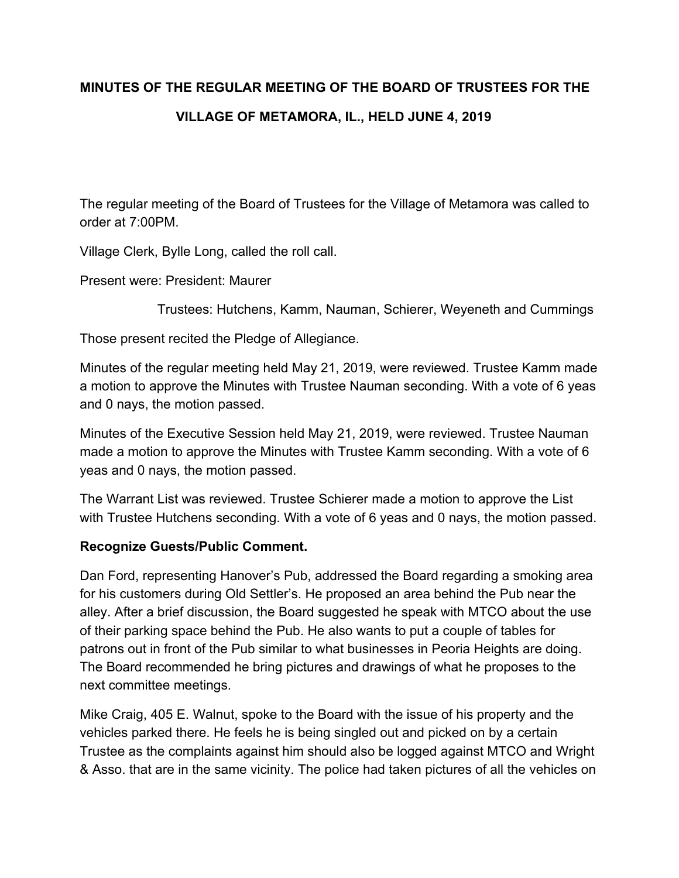# MINUTES OF THE REGULAR MEETING OF THE BOARD OF TRUSTEES FOR THE VILLAGE OF METAMORA, IL., HELD JUNE 4, 2019

The regular meeting of the Board of Trustees for the Village of Metamora was called to order at 7:00PM.

Village Clerk, Bylle Long, called the roll call.

Present were: President: Maurer

Trustees: Hutchens, Kamm, Nauman, Schierer, Weyeneth and Cummings

Those present recited the Pledge of Allegiance.

Minutes of the regular meeting held May 21, 2019, were reviewed. Trustee Kamm made a motion to approve the Minutes with Trustee Nauman seconding. With a vote of 6 yeas and 0 nays, the motion passed.

Minutes of the Executive Session held May 21, 2019, were reviewed. Trustee Nauman made a motion to approve the Minutes with Trustee Kamm seconding. With a vote of 6 yeas and 0 nays, the motion passed.

The Warrant List was reviewed. Trustee Schierer made a motion to approve the List with Trustee Hutchens seconding. With a vote of 6 yeas and 0 nays, the motion passed.

**Recognize Guests/Public Comment.**

Dan Ford, representing Hanover's Pub, addressed the Board regarding a smoking area for his customers during Old Settler's. He proposed an area behind the Pub near the alley. After a brief discussion, the Board suggested he speak with MTCO about the use of their parking space behind the Pub. He also wants to put a couple of tables for patrons out in front of the Pub similar to what businesses in Peoria Heights are doing. The Board recommended he bring pictures and drawings of what he proposes to the next committee meetings.

Mike Craig, 405 E. Walnut, spoke to the Board with the issue of his property and the vehicles parked there. He feels he is being singled out and picked on by a certain Trustee as the complaints against him should also be logged against MTCO and Wright & Asso. that are in the same vicinity. The police had taken pictures of all the vehicles on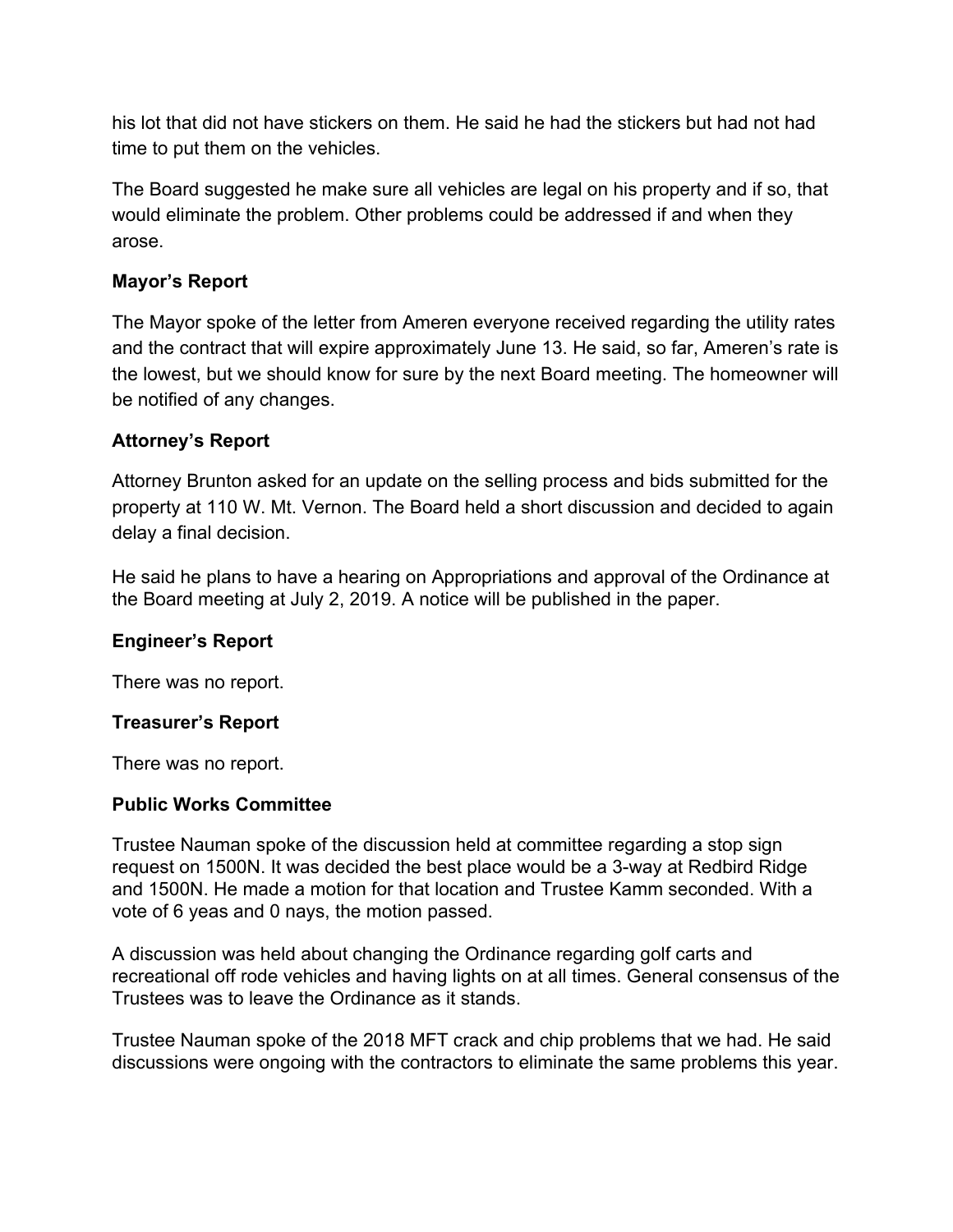his lot that did not have stickers on them. He said he had the stickers but had not had time to put them on the vehicles.

The Board suggested he make sure all vehicles are legal on his property and if so, that would eliminate the problem. Other problems could be addressed if and when they arose.

**Mayor's Report**

The Mayor spoke of the letter from Ameren everyone received regarding the utility rates and the contract that will expire approximately June 13. He said, so far, Ameren's rate is the lowest, but we should know for sure by the next Board meeting. The homeowner will be notified of any changes.

**Attorney's Report**

Attorney Brunton asked for an update on the selling process and bids submitted for the property at 110 W. Mt. Vernon. The Board held a short discussion and decided to again delay a final decision.

He said he plans to have a hearing on Appropriations and approval of the Ordinance at the Board meeting at July 2, 2019. A notice will be published in the paper.

**Engineer's Report**

There was no report.

**Treasurer's Report**

There was no report.

**Public Works Committee**

Trustee Nauman spoke of the discussion held at committee regarding a stop sign request on 1500N. It was decided the best place would be a 3-way at Redbird Ridge and 1500N. He made a motion for that location and Trustee Kamm seconded. With a vote of 6 yeas and 0 nays, the motion passed.

A discussion was held about changing the Ordinance regarding golf carts and recreational off rode vehicles and having lights on at all times. General consensus of the Trustees was to leave the Ordinance as it stands.

Trustee Nauman spoke of the 2018 MFT crack and chip problems that we had. He said discussions were ongoing with the contractors to eliminate the same problems this year.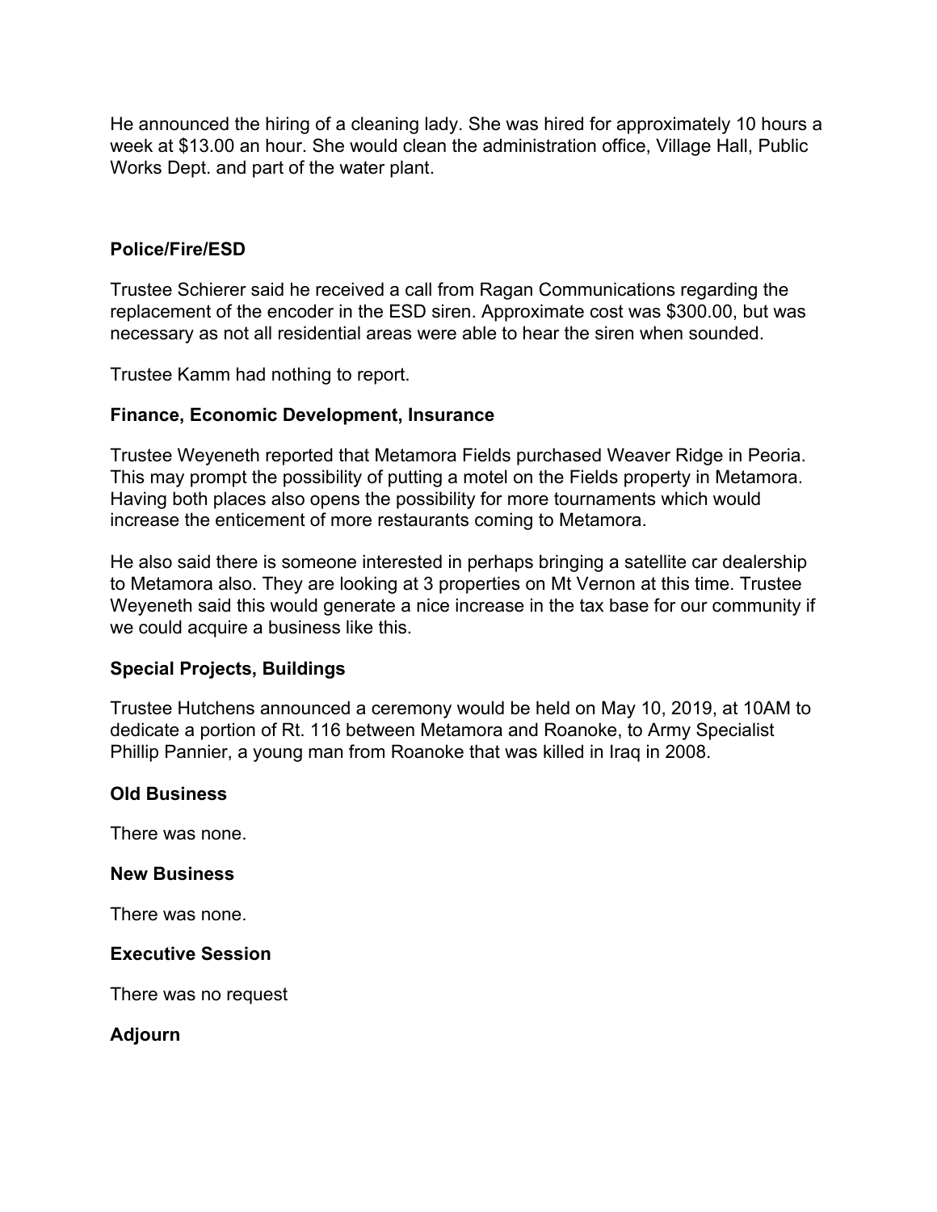He announced the hiring of a cleaning lady. She was hired for approximately 10 hours a week at $13.00 an hour. She would clean the administration office, Village Hall, Public Works Dept. and part of the water plant.

**Police/Fire/ESD**

Trustee Schierer said he received a call from Ragan Communications regarding the replacement of the encoder in the ESD siren. Approximate cost was $300.00, but was necessary as not all residential areas were able to hear the siren when sounded.

Trustee Kamm had nothing to report.

**Finance, Economic Development, Insurance**

Trustee Weyeneth reported that Metamora Fields purchased Weaver Ridge in Peoria. This may prompt the possibility of putting a motel on the Fields property in Metamora. Having both places also opens the possibility for more tournaments which would increase the enticement of more restaurants coming to Metamora.

He also said there is someone interested in perhaps bringing a satellite car dealership to Metamora also. They are looking at 3 properties on Mt Vernon at this time. Trustee Weyeneth said this would generate a nice increase in the tax base for our community if we could acquire a business like this.

**Special Projects, Buildings**

Trustee Hutchens announced a ceremony would be held on May 10, 2019, at 10AM to dedicate a portion of Rt. 116 between Metamora and Roanoke, to Army Specialist Phillip Pannier, a young man from Roanoke that was killed in Iraq in 2008.

**Old Business**

There was none.

**New Business**

There was none.

**Executive Session**

There was no request

**Adjourn**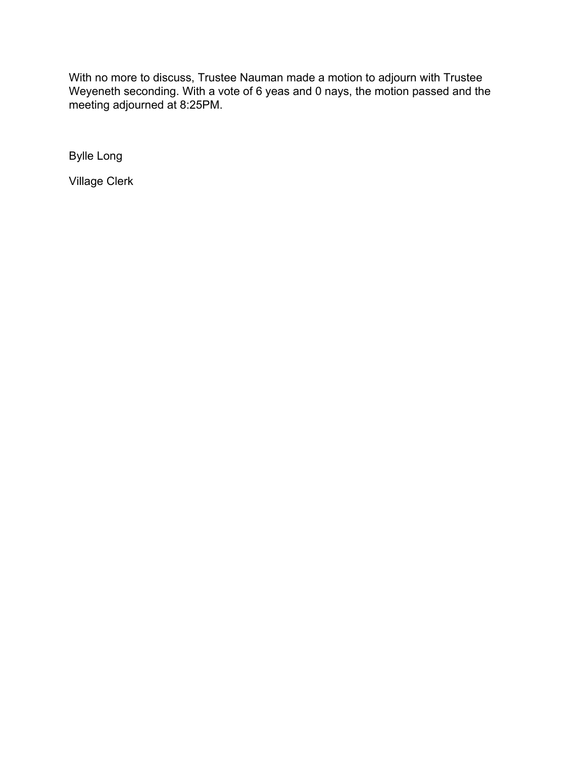With no more to discuss, Trustee Nauman made a motion to adjourn with Trustee Weyeneth seconding. With a vote of 6 yeas and 0 nays, the motion passed and the meeting adjourned at 8:25PM.

Bylle Long

Village Clerk